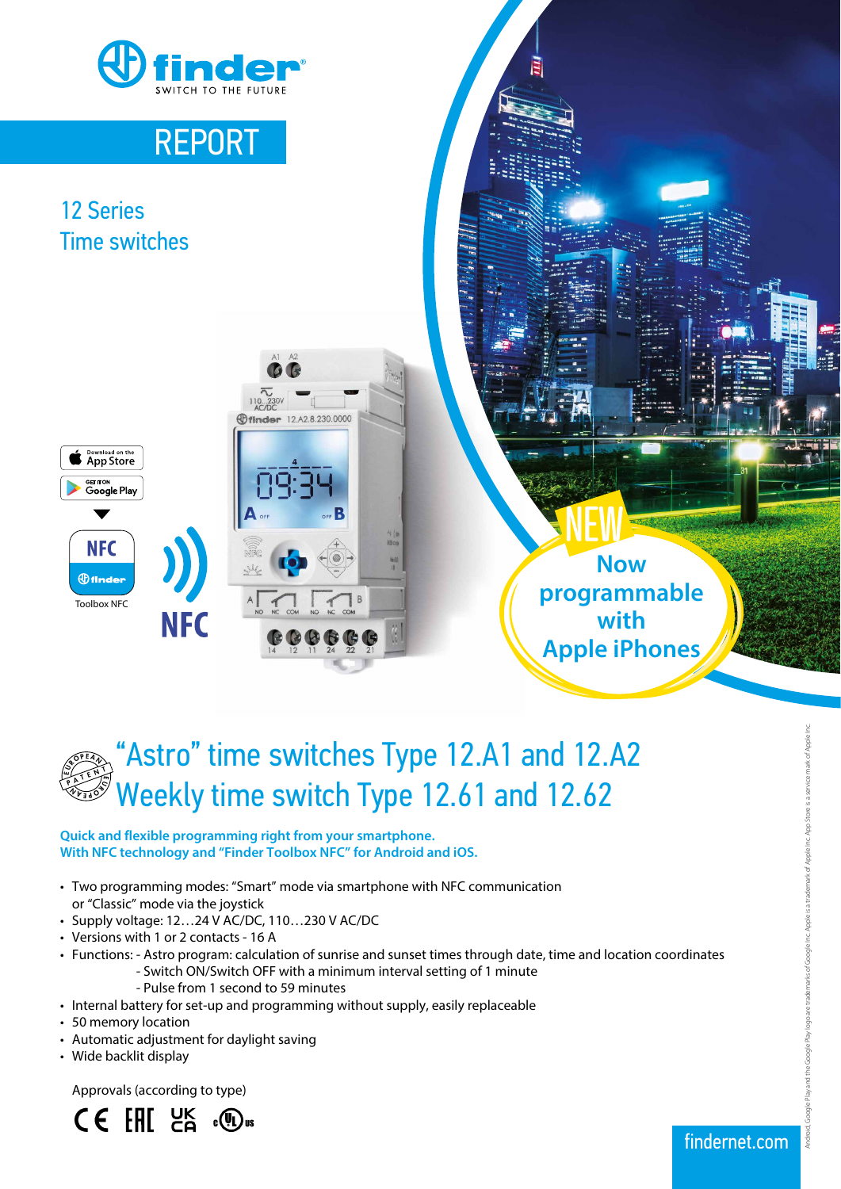finder
SWITCH TO THE FUTURE

# REPORT

## 12 Series
## Time switches

Download on the App Store

GET IT ON Google Play

NFC

Toolbox NFC

NFC

NEW
Now programmable with Apple iPhones

# "Astro" time switches Type 12.A1 and 12.A2
# Weekly time switch Type 12.61 and 12.62

**Quick and flexible programming right from your smartphone.**
**With NFC technology and "Finder Toolbox NFC" for Android and iOS.**

- Two programming modes: "Smart" mode via smartphone with NFC communication or "Classic" mode via the joystick
- Supply voltage: 12…24 V AC/DC, 110…230 V AC/DC
- Versions with 1 or 2 contacts - 16 A
- Functions: - Astro program: calculation of sunrise and sunset times through date, time and location coordinates
  - Switch ON/Switch OFF with a minimum interval setting of 1 minute
  - Pulse from 1 second to 59 minutes
- Internal battery for set-up and programming without supply, easily replaceable
- 50 memory location
- Automatic adjustment for daylight saving
- Wide backlit display

Approvals (according to type)

Android, Google Play and the Google Play logo are trademarks of Google Inc. Apple is a trademark of Apple Inc. App Store is a service mark of Apple Inc.

findernet.com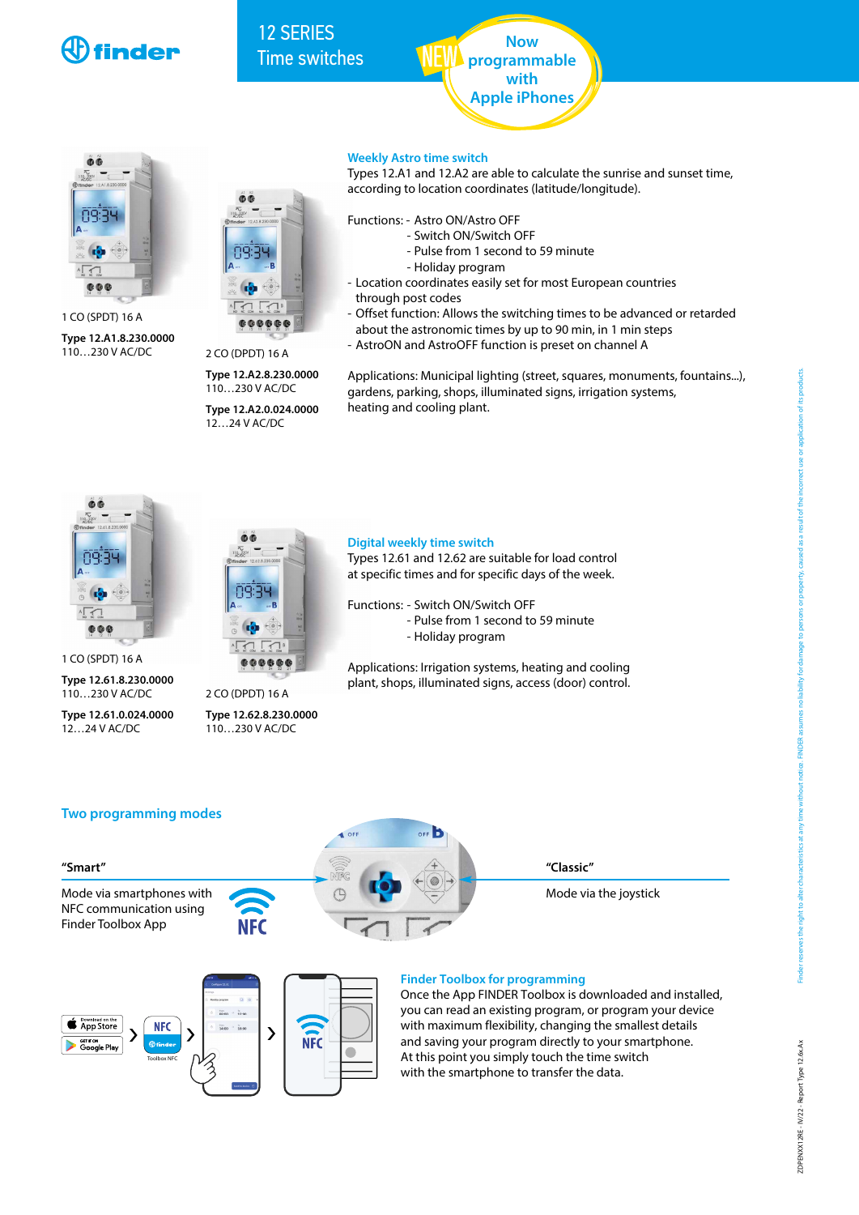12 SERIES
Time switches

NEW Now programmable with Apple iPhones

1 CO (SPDT) 16 A

**Type 12.A1.8.230.0000**
110…230 V AC/DC

2 CO (DPDT) 16 A

**Type 12.A2.8.230.0000**
110…230 V AC/DC

**Type 12.A2.0.024.0000**
12…24 V AC/DC

## Weekly Astro time switch

Types 12.A1 and 12.A2 are able to calculate the sunrise and sunset time, according to location coordinates (latitude/longitude).

Functions: - Astro ON/Astro OFF
- Switch ON/Switch OFF
- Pulse from 1 second to 59 minute
- Holiday program

- Location coordinates easily set for most European countries through post codes
- Offset function: Allows the switching times to be advanced or retarded about the astronomic times by up to 90 min, in 1 min steps
- AstroON and AstroOFF function is preset on channel A

Applications: Municipal lighting (street, squares, monuments, fountains...), gardens, parking, shops, illuminated signs, irrigation systems, heating and cooling plant.

1 CO (SPDT) 16 A

**Type 12.61.8.230.0000**
110…230 V AC/DC

**Type 12.61.0.024.0000**
12…24 V AC/DC

2 CO (DPDT) 16 A

**Type 12.62.8.230.0000**
110…230 V AC/DC

## Digital weekly time switch

Types 12.61 and 12.62 are suitable for load control at specific times and for specific days of the week.

Functions: - Switch ON/Switch OFF
- Pulse from 1 second to 59 minute
- Holiday program

Applications: Irrigation systems, heating and cooling plant, shops, illuminated signs, access (door) control.

## Two programming modes

**"Smart"**

Mode via smartphones with NFC communication using Finder Toolbox App

**"Classic"**

Mode via the joystick

## Finder Toolbox for programming

Once the App FINDER Toolbox is downloaded and installed, you can read an existing program, or program your device with maximum flexibility, changing the smallest details and saving your program directly to your smartphone. At this point you simply touch the time switch with the smartphone to transfer the data.

Finder reserves the right to alter characteristics at any time without notice. FINDER assumes no liability for damage to persons or property, caused as a result of the incorrect use or application of its products.

ZDPENXX12KE - IV/22 - Report Type 12.6x.Ax